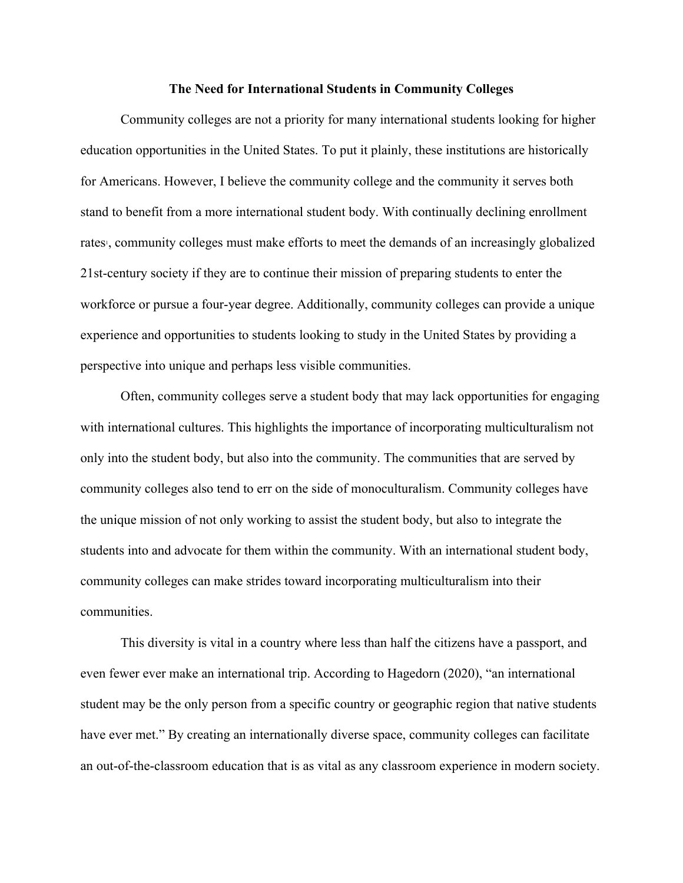# The Need for International Students in Community Colleges

Community colleges are not a priority for many international students looking for higher education opportunities in the United States. To put it plainly, these institutions are historically for Americans. However, I believe the community college and the community it serves both stand to benefit from a more international student body. With continually declining enrollment rates[1], community colleges must make efforts to meet the demands of an increasingly globalized 21st-century society if they are to continue their mission of preparing students to enter the workforce or pursue a four-year degree. Additionally, community colleges can provide a unique experience and opportunities to students looking to study in the United States by providing a perspective into unique and perhaps less visible communities.

Often, community colleges serve a student body that may lack opportunities for engaging with international cultures. This highlights the importance of incorporating multiculturalism not only into the student body, but also into the community. The communities that are served by community colleges also tend to err on the side of monoculturalism. Community colleges have the unique mission of not only working to assist the student body, but also to integrate the students into and advocate for them within the community. With an international student body, community colleges can make strides toward incorporating multiculturalism into their communities.

This diversity is vital in a country where less than half the citizens have a passport, and even fewer ever make an international trip. According to Hagedorn (2020), "an international student may be the only person from a specific country or geographic region that native students have ever met." By creating an internationally diverse space, community colleges can facilitate an out-of-the-classroom education that is as vital as any classroom experience in modern society.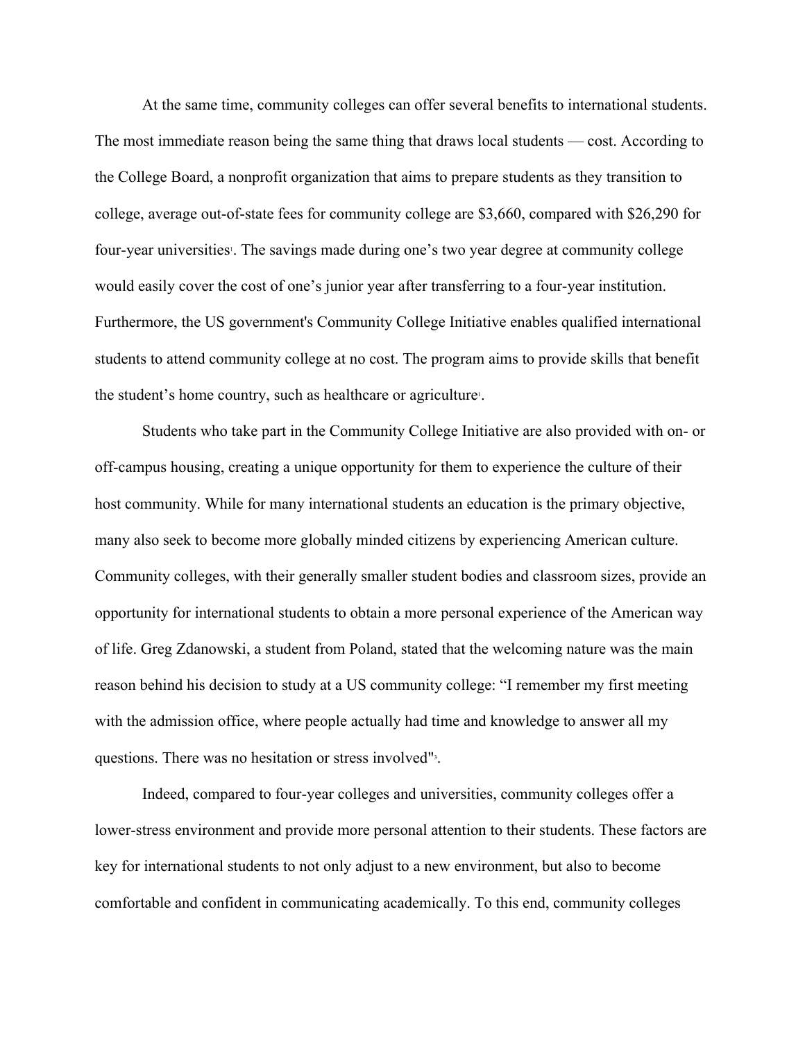At the same time, community colleges can offer several benefits to international students. The most immediate reason being the same thing that draws local students — cost. According to the College Board, a nonprofit organization that aims to prepare students as they transition to college, average out-of-state fees for community college are $3,660, compared with $26,290 for four-year universities[1]. The savings made during one's two year degree at community college would easily cover the cost of one's junior year after transferring to a four-year institution. Furthermore, the US government's Community College Initiative enables qualified international students to attend community college at no cost. The program aims to provide skills that benefit the student's home country, such as healthcare or agriculture[1].

Students who take part in the Community College Initiative are also provided with on- or off-campus housing, creating a unique opportunity for them to experience the culture of their host community. While for many international students an education is the primary objective, many also seek to become more globally minded citizens by experiencing American culture. Community colleges, with their generally smaller student bodies and classroom sizes, provide an opportunity for international students to obtain a more personal experience of the American way of life. Greg Zdanowski, a student from Poland, stated that the welcoming nature was the main reason behind his decision to study at a US community college: "I remember my first meeting with the admission office, where people actually had time and knowledge to answer all my questions. There was no hesitation or stress involved"[3].

Indeed, compared to four-year colleges and universities, community colleges offer a lower-stress environment and provide more personal attention to their students. These factors are key for international students to not only adjust to a new environment, but also to become comfortable and confident in communicating academically. To this end, community colleges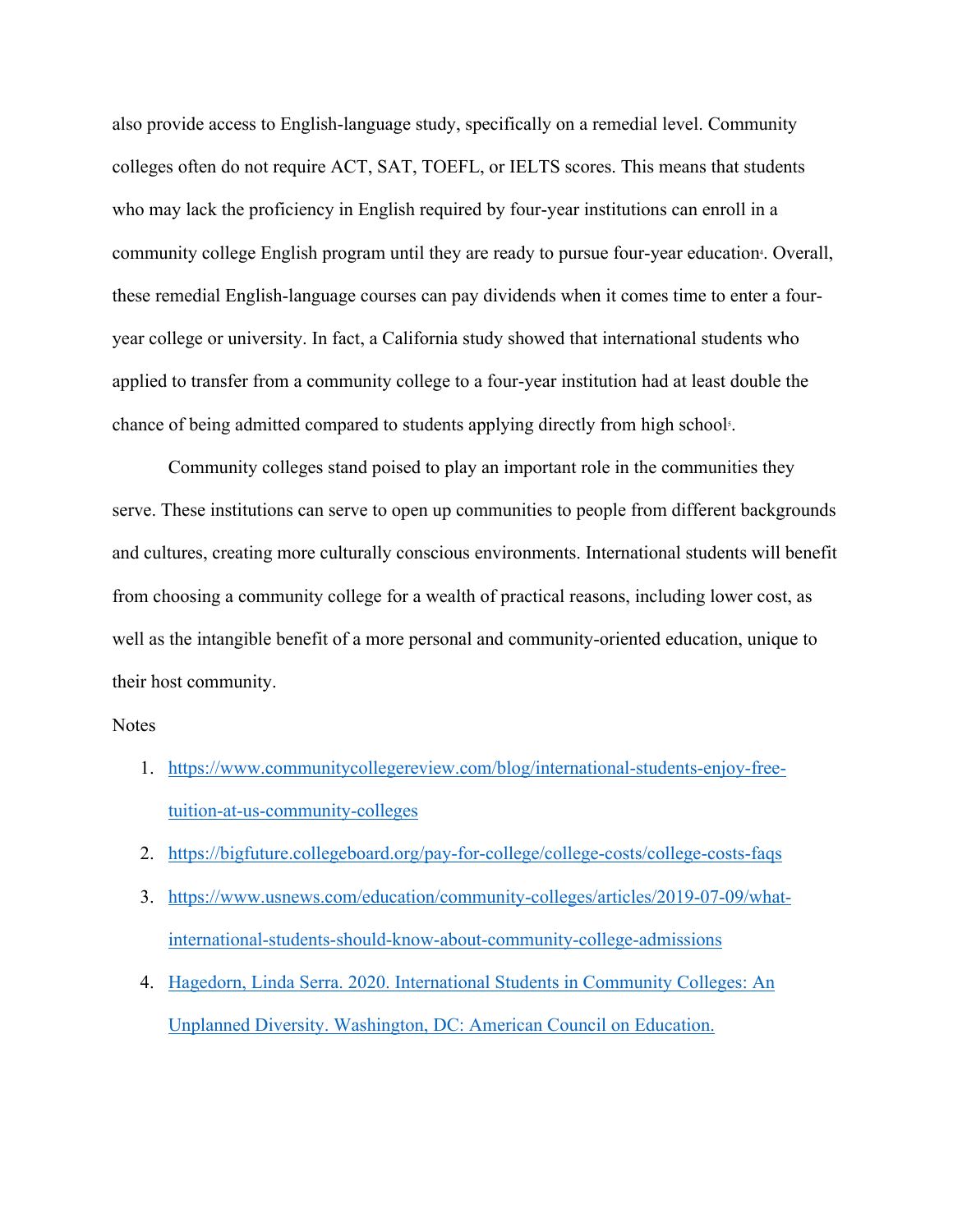also provide access to English-language study, specifically on a remedial level. Community colleges often do not require ACT, SAT, TOEFL, or IELTS scores. This means that students who may lack the proficiency in English required by four-year institutions can enroll in a community college English program until they are ready to pursue four-year education[4]. Overall, these remedial English-language courses can pay dividends when it comes time to enter a four-year college or university. In fact, a California study showed that international students who applied to transfer from a community college to a four-year institution had at least double the chance of being admitted compared to students applying directly from high school[5].

Community colleges stand poised to play an important role in the communities they serve. These institutions can serve to open up communities to people from different backgrounds and cultures, creating more culturally conscious environments. International students will benefit from choosing a community college for a wealth of practical reasons, including lower cost, as well as the intangible benefit of a more personal and community-oriented education, unique to their host community.

Notes

1. https://www.communitycollegereview.com/blog/international-students-enjoy-free-tuition-at-us-community-colleges
2. https://bigfuture.collegeboard.org/pay-for-college/college-costs/college-costs-faqs
3. https://www.usnews.com/education/community-colleges/articles/2019-07-09/what-international-students-should-know-about-community-college-admissions
4. Hagedorn, Linda Serra. 2020. International Students in Community Colleges: An Unplanned Diversity. Washington, DC: American Council on Education.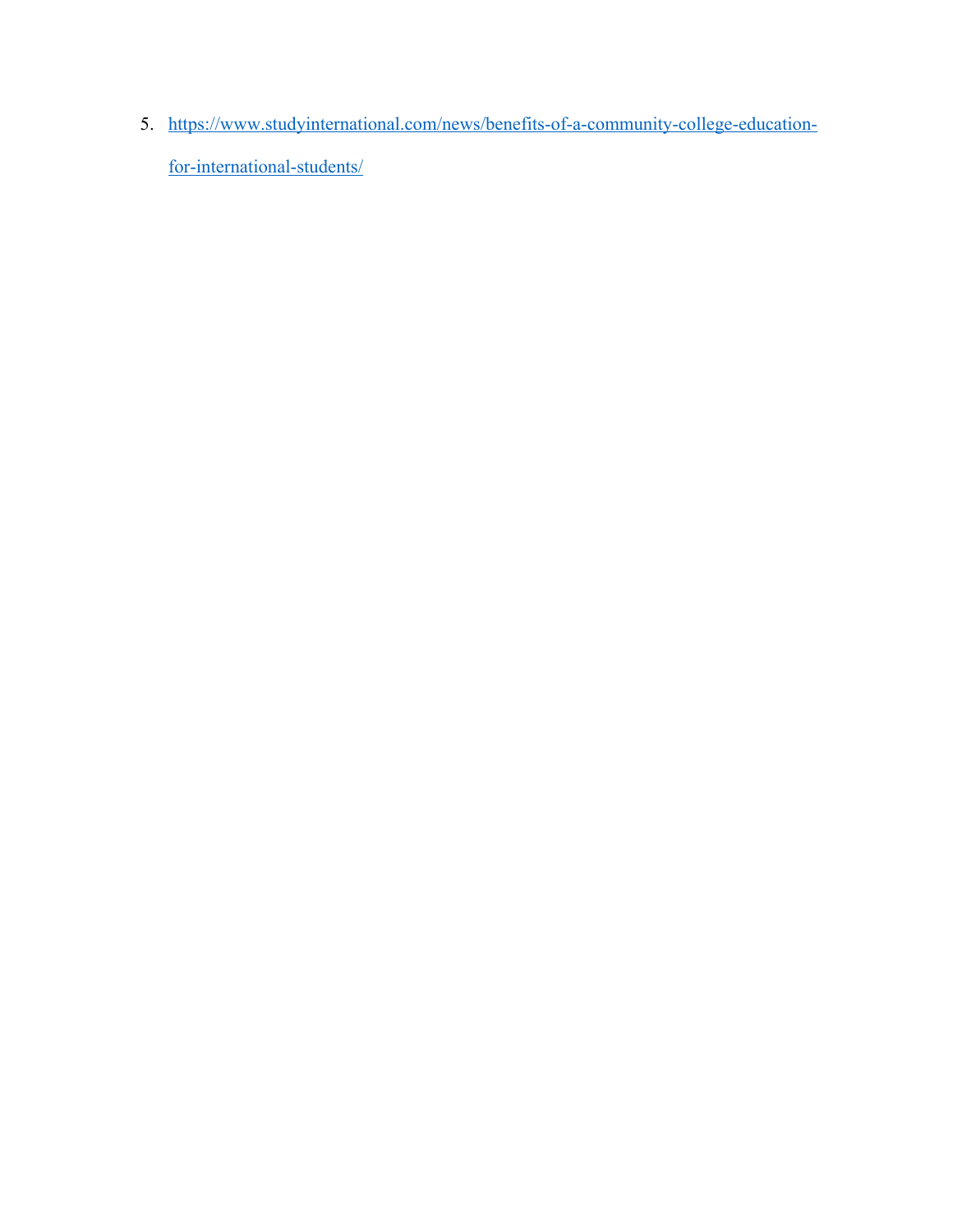5. https://www.studyinternational.com/news/benefits-of-a-community-college-education-for-international-students/